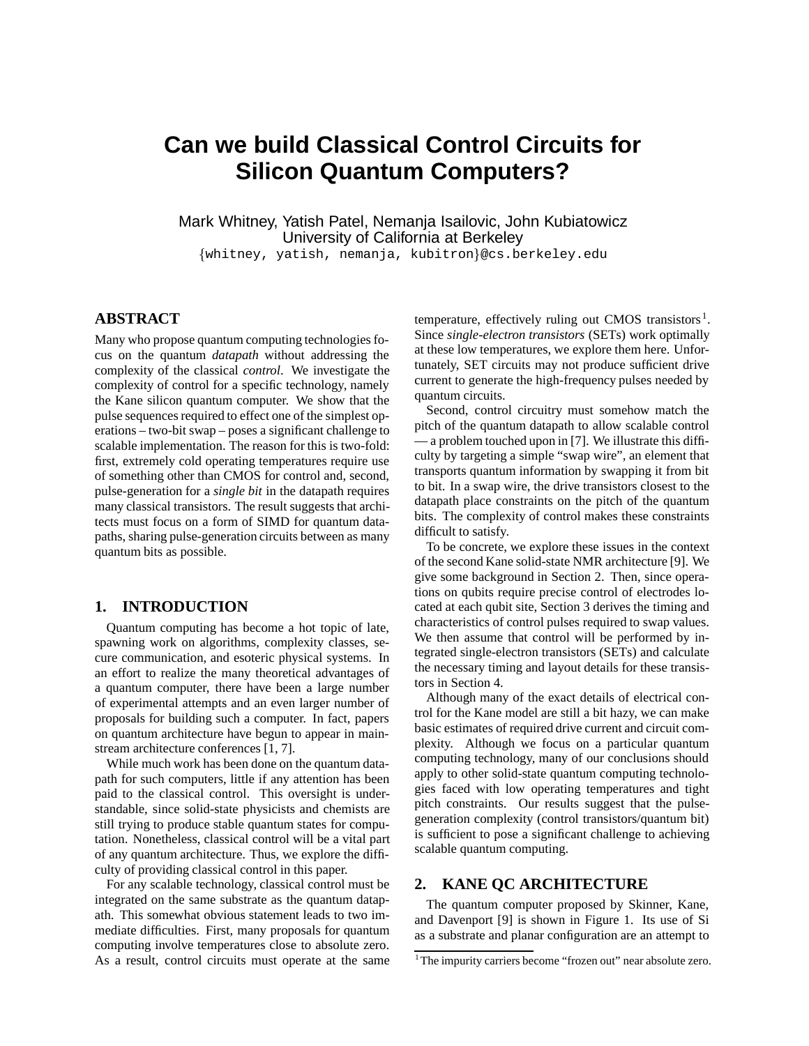# Can we build Classical Control Circuits for Silicon Quantum Computers?

Mark Whitney, Yatish Patel, Nemanja Isailovic, John Kubiatowicz
University of California at Berkeley
{whitney, yatish, nemanja, kubitron}@cs.berkeley.edu

## ABSTRACT

Many who propose quantum computing technologies focus on the quantum *datapath* without addressing the complexity of the classical *control*. We investigate the complexity of control for a specific technology, namely the Kane silicon quantum computer. We show that the pulse sequences required to effect one of the simplest operations – two-bit swap – poses a significant challenge to scalable implementation. The reason for this is two-fold: first, extremely cold operating temperatures require use of something other than CMOS for control and, second, pulse-generation for a *single bit* in the datapath requires many classical transistors. The result suggests that architects must focus on a form of SIMD for quantum datapaths, sharing pulse-generation circuits between as many quantum bits as possible.

## 1. INTRODUCTION

Quantum computing has become a hot topic of late, spawning work on algorithms, complexity classes, secure communication, and esoteric physical systems. In an effort to realize the many theoretical advantages of a quantum computer, there have been a large number of experimental attempts and an even larger number of proposals for building such a computer. In fact, papers on quantum architecture have begun to appear in mainstream architecture conferences [1, 7].

While much work has been done on the quantum datapath for such computers, little if any attention has been paid to the classical control. This oversight is understandable, since solid-state physicists and chemists are still trying to produce stable quantum states for computation. Nonetheless, classical control will be a vital part of any quantum architecture. Thus, we explore the difficulty of providing classical control in this paper.

For any scalable technology, classical control must be integrated on the same substrate as the quantum datapath. This somewhat obvious statement leads to two immediate difficulties. First, many proposals for quantum computing involve temperatures close to absolute zero. As a result, control circuits must operate at the same temperature, effectively ruling out CMOS transistors[1]. Since *single-electron transistors* (SETs) work optimally at these low temperatures, we explore them here. Unfortunately, SET circuits may not produce sufficient drive current to generate the high-frequency pulses needed by quantum circuits.

Second, control circuitry must somehow match the pitch of the quantum datapath to allow scalable control — a problem touched upon in [7]. We illustrate this difficulty by targeting a simple "swap wire", an element that transports quantum information by swapping it from bit to bit. In a swap wire, the drive transistors closest to the datapath place constraints on the pitch of the quantum bits. The complexity of control makes these constraints difficult to satisfy.

To be concrete, we explore these issues in the context of the second Kane solid-state NMR architecture [9]. We give some background in Section 2. Then, since operations on qubits require precise control of electrodes located at each qubit site, Section 3 derives the timing and characteristics of control pulses required to swap values. We then assume that control will be performed by integrated single-electron transistors (SETs) and calculate the necessary timing and layout details for these transistors in Section 4.

Although many of the exact details of electrical control for the Kane model are still a bit hazy, we can make basic estimates of required drive current and circuit complexity. Although we focus on a particular quantum computing technology, many of our conclusions should apply to other solid-state quantum computing technologies faced with low operating temperatures and tight pitch constraints. Our results suggest that the pulse-generation complexity (control transistors/quantum bit) is sufficient to pose a significant challenge to achieving scalable quantum computing.

## 2. KANE QC ARCHITECTURE

The quantum computer proposed by Skinner, Kane, and Davenport [9] is shown in Figure 1. Its use of Si as a substrate and planar configuration are an attempt to

[1] The impurity carriers become "frozen out" near absolute zero.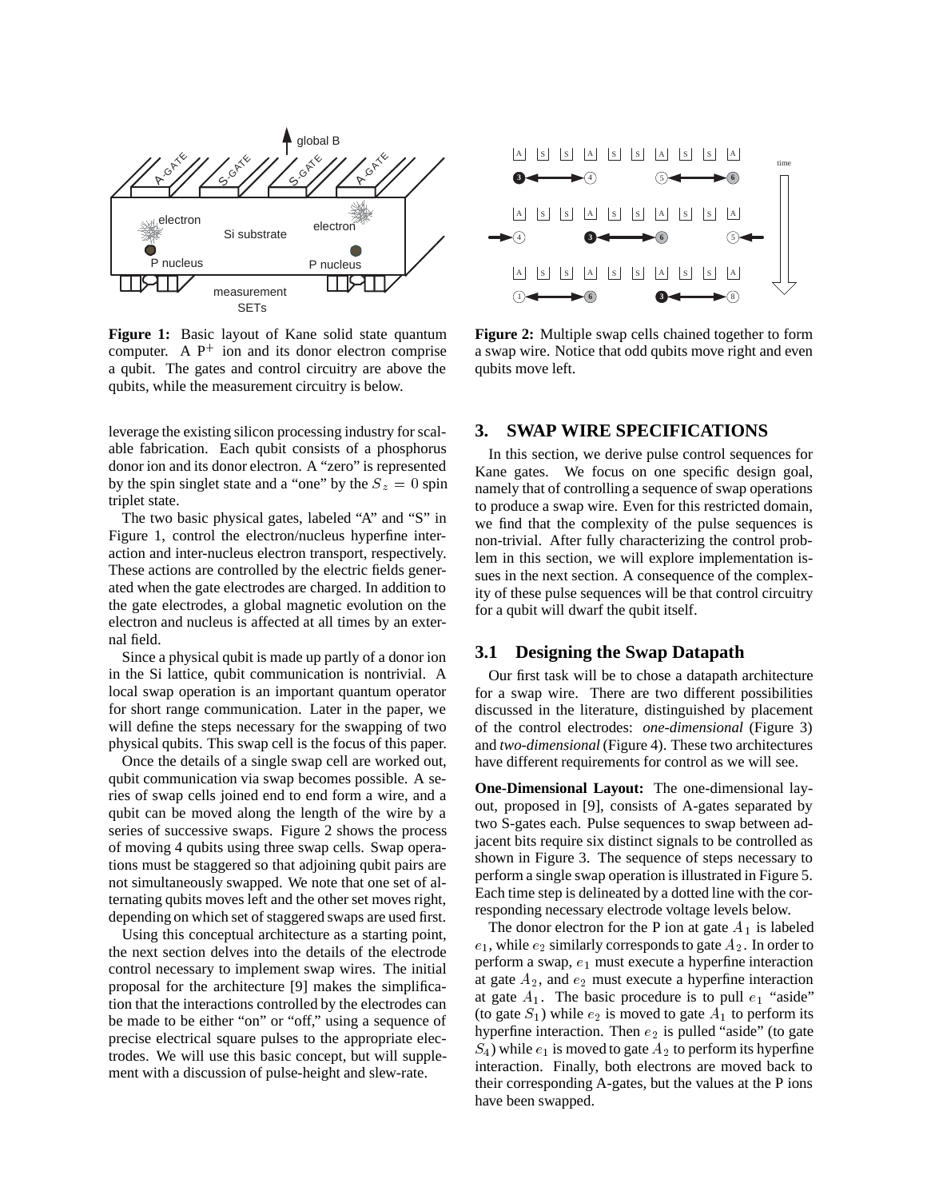**Figure 1:** Basic layout of Kane solid state quantum computer. A $P^+$ ion and its donor electron comprise a qubit. The gates and control circuitry are above the qubits, while the measurement circuitry is below.

**Figure 2:** Multiple swap cells chained together to form a swap wire. Notice that odd qubits move right and even qubits move left.

leverage the existing silicon processing industry for scalable fabrication. Each qubit consists of a phosphorus donor ion and its donor electron. A "zero" is represented by the spin singlet state and a "one" by the $S_z = 0$ spin triplet state.

The two basic physical gates, labeled "A" and "S" in Figure 1, control the electron/nucleus hyperfine interaction and inter-nucleus electron transport, respectively. These actions are controlled by the electric fields generated when the gate electrodes are charged. In addition to the gate electrodes, a global magnetic evolution on the electron and nucleus is affected at all times by an external field.

Since a physical qubit is made up partly of a donor ion in the Si lattice, qubit communication is nontrivial. A local swap operation is an important quantum operator for short range communication. Later in the paper, we will define the steps necessary for the swapping of two physical qubits. This swap cell is the focus of this paper.

Once the details of a single swap cell are worked out, qubit communication via swap becomes possible. A series of swap cells joined end to end form a wire, and a qubit can be moved along the length of the wire by a series of successive swaps. Figure 2 shows the process of moving 4 qubits using three swap cells. Swap operations must be staggered so that adjoining qubit pairs are not simultaneously swapped. We note that one set of alternating qubits moves left and the other set moves right, depending on which set of staggered swaps are used first.

Using this conceptual architecture as a starting point, the next section delves into the details of the electrode control necessary to implement swap wires. The initial proposal for the architecture [9] makes the simplification that the interactions controlled by the electrodes can be made to be either "on" or "off," using a sequence of precise electrical square pulses to the appropriate electrodes. We will use this basic concept, but will supplement with a discussion of pulse-height and slew-rate.

## 3. SWAP WIRE SPECIFICATIONS

In this section, we derive pulse control sequences for Kane gates. We focus on one specific design goal, namely that of controlling a sequence of swap operations to produce a swap wire. Even for this restricted domain, we find that the complexity of the pulse sequences is non-trivial. After fully characterizing the control problem in this section, we will explore implementation issues in the next section. A consequence of the complexity of these pulse sequences will be that control circuitry for a qubit will dwarf the qubit itself.

### 3.1 Designing the Swap Datapath

Our first task will be to chose a datapath architecture for a swap wire. There are two different possibilities discussed in the literature, distinguished by placement of the control electrodes: *one-dimensional* (Figure 3) and *two-dimensional* (Figure 4). These two architectures have different requirements for control as we will see.

**One-Dimensional Layout:** The one-dimensional layout, proposed in [9], consists of A-gates separated by two S-gates each. Pulse sequences to swap between adjacent bits require six distinct signals to be controlled as shown in Figure 3. The sequence of steps necessary to perform a single swap operation is illustrated in Figure 5. Each time step is delineated by a dotted line with the corresponding necessary electrode voltage levels below.

The donor electron for the P ion at gate $A_1$ is labeled $e_1$, while $e_2$ similarly corresponds to gate $A_2$. In order to perform a swap, $e_1$ must execute a hyperfine interaction at gate $A_2$, and $e_2$ must execute a hyperfine interaction at gate $A_1$. The basic procedure is to pull $e_1$ "aside" (to gate $S_1$) while $e_2$ is moved to gate $A_1$ to perform its hyperfine interaction. Then $e_2$ is pulled "aside" (to gate $S_4$) while $e_1$ is moved to gate $A_2$ to perform its hyperfine interaction. Finally, both electrons are moved back to their corresponding A-gates, but the values at the P ions have been swapped.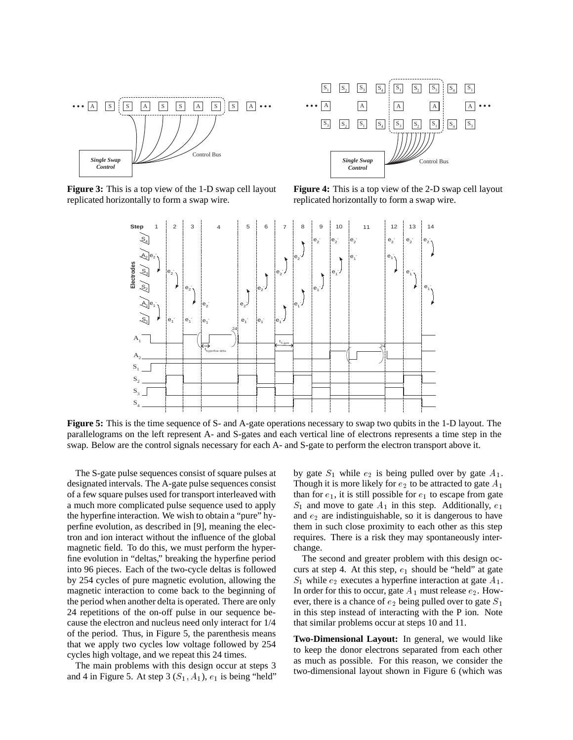**Figure 3:** This is a top view of the 1-D swap cell layout replicated horizontally to form a swap wire.

**Figure 4:** This is a top view of the 2-D swap cell layout replicated horizontally to form a swap wire.

**Figure 5:** This is the time sequence of S- and A-gate operations necessary to swap two qubits in the 1-D layout. The parallelograms on the left represent A- and S-gates and each vertical line of electrons represents a time step in the swap. Below are the control signals necessary for each A- and S-gate to perform the electron transport above it.

The S-gate pulse sequences consist of square pulses at designated intervals. The A-gate pulse sequences consist of a few square pulses used for transport interleaved with a much more complicated pulse sequence used to apply the hyperfine interaction. We wish to obtain a "pure" hyperfine evolution, as described in [9], meaning the electron and ion interact without the influence of the global magnetic field. To do this, we must perform the hyperfine evolution in "deltas," breaking the hyperfine period into 96 pieces. Each of the two-cycle deltas is followed by 254 cycles of pure magnetic evolution, allowing the magnetic interaction to come back to the beginning of the period when another delta is operated. There are only 24 repetitions of the on-off pulse in our sequence because the electron and nucleus need only interact for 1/4 of the period. Thus, in Figure 5, the parenthesis means that we apply two cycles low voltage followed by 254 cycles high voltage, and we repeat this 24 times.

The main problems with this design occur at steps 3 and 4 in Figure 5. At step 3 $(S_1, A_1)$, $e_1$ is being "held" by gate $S_1$ while $e_2$ is being pulled over by gate $A_1$. Though it is more likely for $e_2$ to be attracted to gate $A_1$ than for $e_1$, it is still possible for $e_1$ to escape from gate $S_1$ and move to gate $A_1$ in this step. Additionally, $e_1$ and $e_2$ are indistinguishable, so it is dangerous to have them in such close proximity to each other as this step requires. There is a risk they may spontaneously interchange.

The second and greater problem with this design occurs at step 4. At this step, $e_1$ should be "held" at gate $S_1$ while $e_2$ executes a hyperfine interaction at gate $A_1$. In order for this to occur, gate $A_1$ must release $e_2$. However, there is a chance of $e_2$ being pulled over to gate $S_1$ in this step instead of interacting with the P ion. Note that similar problems occur at steps 10 and 11.

**Two-Dimensional Layout:** In general, we would like to keep the donor electrons separated from each other as much as possible. For this reason, we consider the two-dimensional layout shown in Figure 6 (which was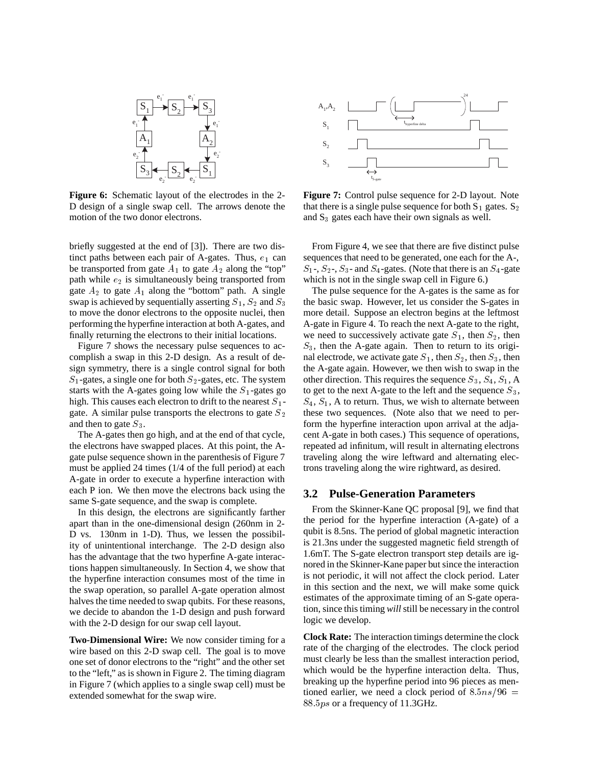**Figure 6:** Schematic layout of the electrodes in the 2-D design of a single swap cell. The arrows denote the motion of the two donor electrons.

**Figure 7:** Control pulse sequence for 2-D layout. Note that there is a single pulse sequence for both $S_1$ gates. $S_2$ and $S_3$ gates each have their own signals as well.

briefly suggested at the end of [3]). There are two distinct paths between each pair of A-gates. Thus, $e_1$ can be transported from gate $A_1$ to gate $A_2$ along the "top" path while $e_2$ is simultaneously being transported from gate $A_2$ to gate $A_1$ along the "bottom" path. A single swap is achieved by sequentially asserting $S_1$, $S_2$ and $S_3$ to move the donor electrons to the opposite nuclei, then performing the hyperfine interaction at both A-gates, and finally returning the electrons to their initial locations.

Figure 7 shows the necessary pulse sequences to accomplish a swap in this 2-D design. As a result of design symmetry, there is a single control signal for both $S_1$-gates, a single one for both $S_2$-gates, etc. The system starts with the A-gates going low while the $S_1$-gates go high. This causes each electron to drift to the nearest $S_1$-gate. A similar pulse transports the electrons to gate $S_2$ and then to gate $S_3$.

The A-gates then go high, and at the end of that cycle, the electrons have swapped places. At this point, the A-gate pulse sequence shown in the parenthesis of Figure 7 must be applied 24 times (1/4 of the full period) at each A-gate in order to execute a hyperfine interaction with each P ion. We then move the electrons back using the same S-gate sequence, and the swap is complete.

In this design, the electrons are significantly farther apart than in the one-dimensional design (260nm in 2-D vs. 130nm in 1-D). Thus, we lessen the possibility of unintentional interchange. The 2-D design also has the advantage that the two hyperfine A-gate interactions happen simultaneously. In Section 4, we show that the hyperfine interaction consumes most of the time in the swap operation, so parallel A-gate operation almost halves the time needed to swap qubits. For these reasons, we decide to abandon the 1-D design and push forward with the 2-D design for our swap cell layout.

**Two-Dimensional Wire:** We now consider timing for a wire based on this 2-D swap cell. The goal is to move one set of donor electrons to the "right" and the other set to the "left," as is shown in Figure 2. The timing diagram in Figure 7 (which applies to a single swap cell) must be extended somewhat for the swap wire.

From Figure 4, we see that there are five distinct pulse sequences that need to be generated, one each for the A-, $S_1$-, $S_2$-, $S_3$- and $S_4$-gates. (Note that there is an $S_4$-gate which is not in the single swap cell in Figure 6.)

The pulse sequence for the A-gates is the same as for the basic swap. However, let us consider the S-gates in more detail. Suppose an electron begins at the leftmost A-gate in Figure 4. To reach the next A-gate to the right, we need to successively activate gate $S_1$, then $S_2$, then $S_3$, then the A-gate again. Then to return to its original electrode, we activate gate $S_1$, then $S_2$, then $S_3$, then the A-gate again. However, we then wish to swap in the other direction. This requires the sequence $S_3$, $S_4$, $S_1$, A to get to the next A-gate to the left and the sequence $S_3$, $S_4$, $S_1$, A to return. Thus, we wish to alternate between these two sequences. (Note also that we need to perform the hyperfine interaction upon arrival at the adjacent A-gate in both cases.) This sequence of operations, repeated ad infinitum, will result in alternating electrons traveling along the wire leftward and alternating electrons traveling along the wire rightward, as desired.

## 3.2 Pulse-Generation Parameters

From the Skinner-Kane QC proposal [9], we find that the period for the hyperfine interaction (A-gate) of a qubit is 8.5ns. The period of global magnetic interaction is 21.3ns under the suggested magnetic field strength of 1.6mT. The S-gate electron transport step details are ignored in the Skinner-Kane paper but since the interaction is not periodic, it will not affect the clock period. Later in this section and the next, we will make some quick estimates of the approximate timing of an S-gate operation, since this timing *will* still be necessary in the control logic we develop.

**Clock Rate:** The interaction timings determine the clock rate of the charging of the electrodes. The clock period must clearly be less than the smallest interaction period, which would be the hyperfine interaction delta. Thus, breaking up the hyperfine period into 96 pieces as mentioned earlier, we need a clock period of $8.5ns/96 = 88.5ps$ or a frequency of 11.3GHz.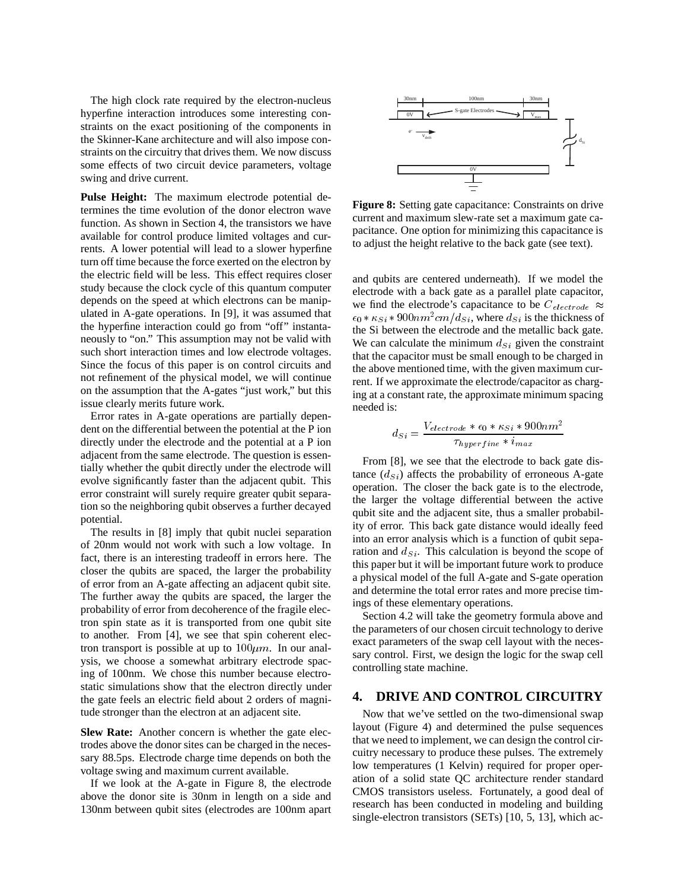The high clock rate required by the electron-nucleus hyperfine interaction introduces some interesting constraints on the exact positioning of the components in the Skinner-Kane architecture and will also impose constraints on the circuitry that drives them. We now discuss some effects of two circuit device parameters, voltage swing and drive current.

**Pulse Height:** The maximum electrode potential determines the time evolution of the donor electron wave function. As shown in Section 4, the transistors we have available for control produce limited voltages and currents. A lower potential will lead to a slower hyperfine turn off time because the force exerted on the electron by the electric field will be less. This effect requires closer study because the clock cycle of this quantum computer depends on the speed at which electrons can be manipulated in A-gate operations. In [9], it was assumed that the hyperfine interaction could go from "off" instantaneously to "on." This assumption may not be valid with such short interaction times and low electrode voltages. Since the focus of this paper is on control circuits and not refinement of the physical model, we will continue on the assumption that the A-gates "just work," but this issue clearly merits future work.

Error rates in A-gate operations are partially dependent on the differential between the potential at the P ion directly under the electrode and the potential at a P ion adjacent from the same electrode. The question is essentially whether the qubit directly under the electrode will evolve significantly faster than the adjacent qubit. This error constraint will surely require greater qubit separation so the neighboring qubit observes a further decayed potential.

The results in [8] imply that qubit nuclei separation of 20nm would not work with such a low voltage. In fact, there is an interesting tradeoff in errors here. The closer the qubits are spaced, the larger the probability of error from an A-gate affecting an adjacent qubit site. The further away the qubits are spaced, the larger the probability of error from decoherence of the fragile electron spin state as it is transported from one qubit site to another. From [4], we see that spin coherent electron transport is possible at up to $100\mu m$. In our analysis, we choose a somewhat arbitrary electrode spacing of 100nm. We chose this number because electrostatic simulations show that the electron directly under the gate feels an electric field about 2 orders of magnitude stronger than the electron at an adjacent site.

**Slew Rate:** Another concern is whether the gate electrodes above the donor sites can be charged in the necessary 88.5ps. Electrode charge time depends on both the voltage swing and maximum current available.

If we look at the A-gate in Figure 8, the electrode above the donor site is 30nm in length on a side and 130nm between qubit sites (electrodes are 100nm apart and qubits are centered underneath). If we model the electrode with a back gate as a parallel plate capacitor, we find the electrode's capacitance to be $C_{electrode} \approx \epsilon_0 * \kappa_{Si} * 900nm^2 cm/d_{Si}$, where $d_{Si}$ is the thickness of the Si between the electrode and the metallic back gate. We can calculate the minimum $d_{Si}$ given the constraint that the capacitor must be small enough to be charged in the above mentioned time, with the given maximum current. If we approximate the electrode/capacitor as charging at a constant rate, the approximate minimum spacing needed is:

$$d_{Si} = \frac{V_{electrode} * \epsilon_0 * \kappa_{Si} * 900nm^2}{\tau_{hyperfine} * i_{max}}$$

**Figure 8:** Setting gate capacitance: Constraints on drive current and maximum slew-rate set a maximum gate capacitance. One option for minimizing this capacitance is to adjust the height relative to the back gate (see text).

From [8], we see that the electrode to back gate distance ($d_{Si}$) affects the probability of erroneous A-gate operation. The closer the back gate is to the electrode, the larger the voltage differential between the active qubit site and the adjacent site, thus a smaller probability of error. This back gate distance would ideally feed into an error analysis which is a function of qubit separation and $d_{Si}$. This calculation is beyond the scope of this paper but it will be important future work to produce a physical model of the full A-gate and S-gate operation and determine the total error rates and more precise timings of these elementary operations.

Section 4.2 will take the geometry formula above and the parameters of our chosen circuit technology to derive exact parameters of the swap cell layout with the necessary control. First, we design the logic for the swap cell controlling state machine.

## 4. DRIVE AND CONTROL CIRCUITRY

Now that we've settled on the two-dimensional swap layout (Figure 4) and determined the pulse sequences that we need to implement, we can design the control circuitry necessary to produce these pulses. The extremely low temperatures (1 Kelvin) required for proper operation of a solid state QC architecture render standard CMOS transistors useless. Fortunately, a good deal of research has been conducted in modeling and building single-electron transistors (SETs) [10, 5, 13], which ac-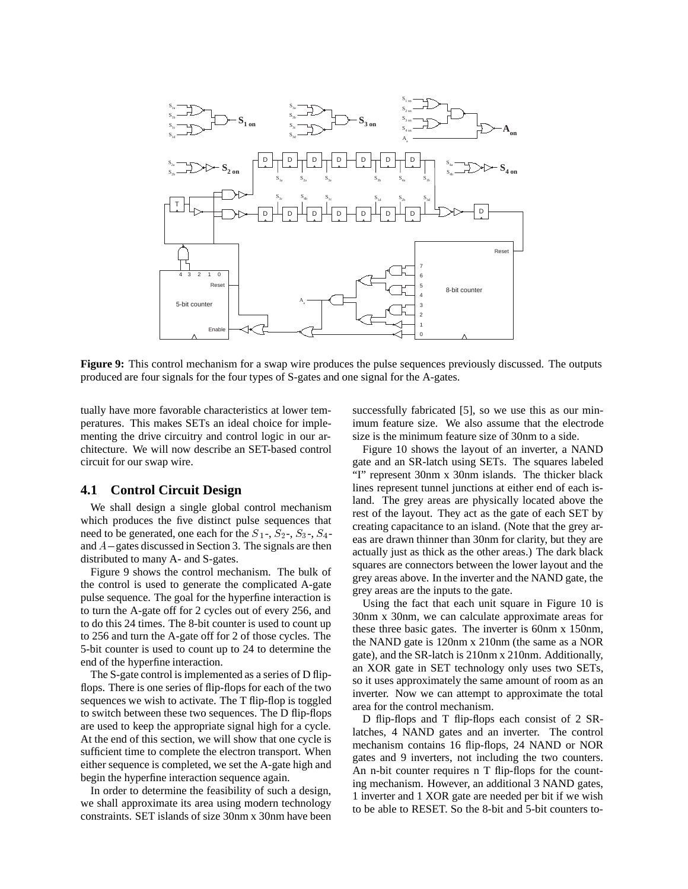**Figure 9:** This control mechanism for a swap wire produces the pulse sequences previously discussed. The outputs produced are four signals for the four types of S-gates and one signal for the A-gates.

tually have more favorable characteristics at lower temperatures. This makes SETs an ideal choice for implementing the drive circuitry and control logic in our architecture. We will now describe an SET-based control circuit for our swap wire.

## 4.1 Control Circuit Design

We shall design a single global control mechanism which produces the five distinct pulse sequences that need to be generated, one each for the $S_1$-, $S_2$-, $S_3$-, $S_4$- and $A-$gates discussed in Section 3. The signals are then distributed to many A- and S-gates.

Figure 9 shows the control mechanism. The bulk of the control is used to generate the complicated A-gate pulse sequence. The goal for the hyperfine interaction is to turn the A-gate off for 2 cycles out of every 256, and to do this 24 times. The 8-bit counter is used to count up to 256 and turn the A-gate off for 2 of those cycles. The 5-bit counter is used to count up to 24 to determine the end of the hyperfine interaction.

The S-gate control is implemented as a series of D flip-flops. There is one series of flip-flops for each of the two sequences we wish to activate. The T flip-flop is toggled to switch between these two sequences. The D flip-flops are used to keep the appropriate signal high for a cycle. At the end of this section, we will show that one cycle is sufficient time to complete the electron transport. When either sequence is completed, we set the A-gate high and begin the hyperfine interaction sequence again.

In order to determine the feasibility of such a design, we shall approximate its area using modern technology constraints. SET islands of size 30nm x 30nm have been successfully fabricated [5], so we use this as our minimum feature size. We also assume that the electrode size is the minimum feature size of 30nm to a side.

Figure 10 shows the layout of an inverter, a NAND gate and an SR-latch using SETs. The squares labeled "I" represent 30nm x 30nm islands. The thicker black lines represent tunnel junctions at either end of each island. The grey areas are physically located above the rest of the layout. They act as the gate of each SET by creating capacitance to an island. (Note that the grey areas are drawn thinner than 30nm for clarity, but they are actually just as thick as the other areas.) The dark black squares are connectors between the lower layout and the grey areas above. In the inverter and the NAND gate, the grey areas are the inputs to the gate.

Using the fact that each unit square in Figure 10 is 30nm x 30nm, we can calculate approximate areas for these three basic gates. The inverter is 60nm x 150nm, the NAND gate is 120nm x 210nm (the same as a NOR gate), and the SR-latch is 210nm x 210nm. Additionally, an XOR gate in SET technology only uses two SETs, so it uses approximately the same amount of room as an inverter. Now we can attempt to approximate the total area for the control mechanism.

D flip-flops and T flip-flops each consist of 2 SR-latches, 4 NAND gates and an inverter. The control mechanism contains 16 flip-flops, 24 NAND or NOR gates and 9 inverters, not including the two counters. An n-bit counter requires n T flip-flops for the counting mechanism. However, an additional 3 NAND gates, 1 inverter and 1 XOR gate are needed per bit if we wish to be able to RESET. So the 8-bit and 5-bit counters to-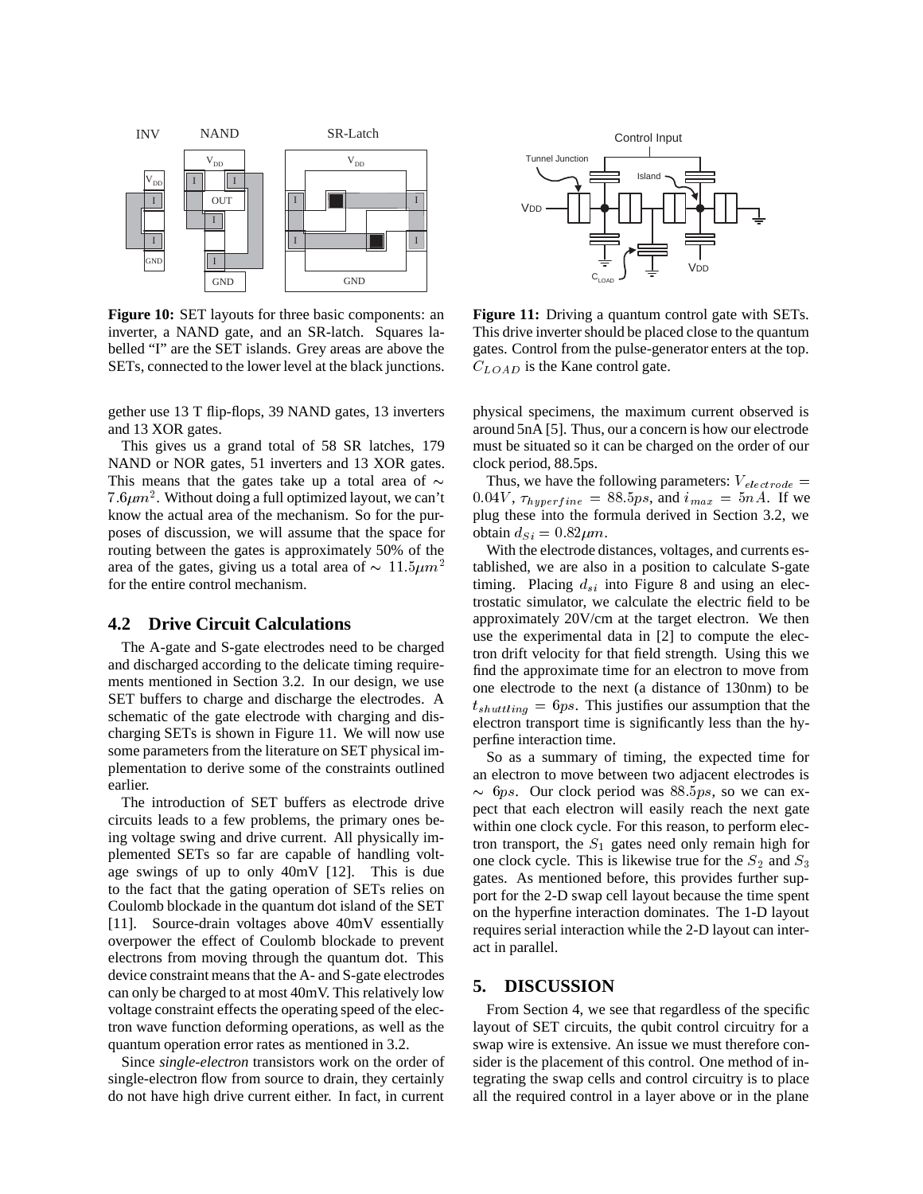Figure 10: SET layouts for three basic components: an inverter, a NAND gate, and an SR-latch. Squares labelled "I" are the SET islands. Grey areas are above the SETs, connected to the lower level at the black junctions.

Figure 11: Driving a quantum control gate with SETs. This drive inverter should be placed close to the quantum gates. Control from the pulse-generator enters at the top. $C_{LOAD}$ is the Kane control gate.

gether use 13 T flip-flops, 39 NAND gates, 13 inverters and 13 XOR gates.

This gives us a grand total of 58 SR latches, 179 NAND or NOR gates, 51 inverters and 13 XOR gates. This means that the gates take up a total area of $\sim 7.6\mu m^2$. Without doing a full optimized layout, we can't know the actual area of the mechanism. So for the purposes of discussion, we will assume that the space for routing between the gates is approximately 50% of the area of the gates, giving us a total area of $\sim 11.5\mu m^2$ for the entire control mechanism.

## 4.2 Drive Circuit Calculations

The A-gate and S-gate electrodes need to be charged and discharged according to the delicate timing requirements mentioned in Section 3.2. In our design, we use SET buffers to charge and discharge the electrodes. A schematic of the gate electrode with charging and discharging SETs is shown in Figure 11. We will now use some parameters from the literature on SET physical implementation to derive some of the constraints outlined earlier.

The introduction of SET buffers as electrode drive circuits leads to a few problems, the primary ones being voltage swing and drive current. All physically implemented SETs so far are capable of handling voltage swings of up to only 40mV [12]. This is due to the fact that the gating operation of SETs relies on Coulomb blockade in the quantum dot island of the SET [11]. Source-drain voltages above 40mV essentially overpower the effect of Coulomb blockade to prevent electrons from moving through the quantum dot. This device constraint means that the A- and S-gate electrodes can only be charged to at most 40mV. This relatively low voltage constraint effects the operating speed of the electron wave function deforming operations, as well as the quantum operation error rates as mentioned in 3.2.

Since *single-electron* transistors work on the order of single-electron flow from source to drain, they certainly do not have high drive current either. In fact, in current physical specimens, the maximum current observed is around 5nA [5]. Thus, our a concern is how our electrode must be situated so it can be charged on the order of our clock period, 88.5ps.

Thus, we have the following parameters: $V_{electrode} = 0.04V$, $\tau_{hyperfine} = 88.5ps$, and $i_{max} = 5nA$. If we plug these into the formula derived in Section 3.2, we obtain $d_{Si} = 0.82\mu m$.

With the electrode distances, voltages, and currents established, we are also in a position to calculate S-gate timing. Placing $d_{si}$ into Figure 8 and using an electrostatic simulator, we calculate the electric field to be approximately 20V/cm at the target electron. We then use the experimental data in [2] to compute the electron drift velocity for that field strength. Using this we find the approximate time for an electron to move from one electrode to the next (a distance of 130nm) to be $t_{shuttling} = 6ps$. This justifies our assumption that the electron transport time is significantly less than the hyperfine interaction time.

So as a summary of timing, the expected time for an electron to move between two adjacent electrodes is $\sim 6ps$. Our clock period was $88.5ps$, so we can expect that each electron will easily reach the next gate within one clock cycle. For this reason, to perform electron transport, the $S_1$ gates need only remain high for one clock cycle. This is likewise true for the $S_2$ and $S_3$ gates. As mentioned before, this provides further support for the 2-D swap cell layout because the time spent on the hyperfine interaction dominates. The 1-D layout requires serial interaction while the 2-D layout can interact in parallel.

# 5. DISCUSSION

From Section 4, we see that regardless of the specific layout of SET circuits, the qubit control circuitry for a swap wire is extensive. An issue we must therefore consider is the placement of this control. One method of integrating the swap cells and control circuitry is to place all the required control in a layer above or in the plane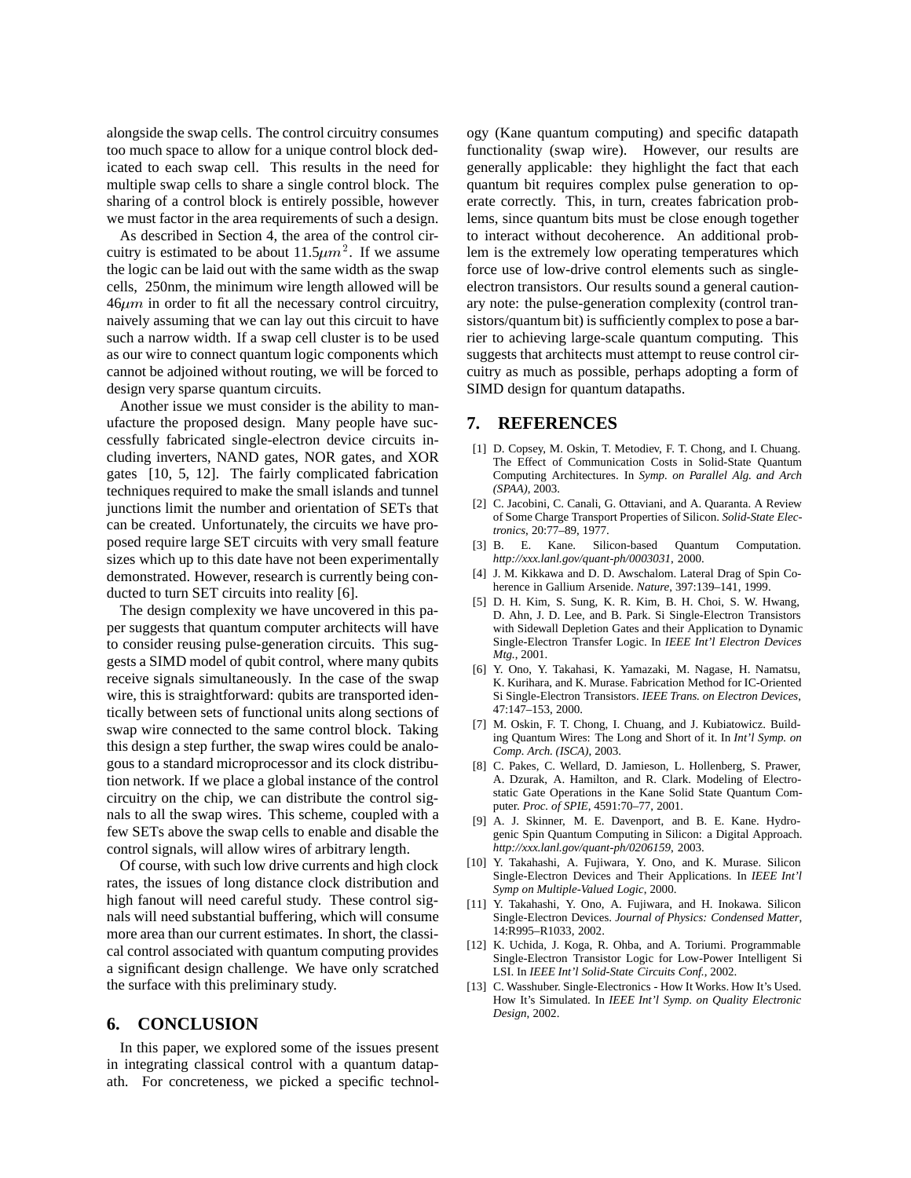alongside the swap cells. The control circuitry consumes too much space to allow for a unique control block dedicated to each swap cell. This results in the need for multiple swap cells to share a single control block. The sharing of a control block is entirely possible, however we must factor in the area requirements of such a design.

As described in Section 4, the area of the control circuitry is estimated to be about $11.5\mu m^2$. If we assume the logic can be laid out with the same width as the swap cells, 250nm, the minimum wire length allowed will be $46\mu m$ in order to fit all the necessary control circuitry, naively assuming that we can lay out this circuit to have such a narrow width. If a swap cell cluster is to be used as our wire to connect quantum logic components which cannot be adjoined without routing, we will be forced to design very sparse quantum circuits.

Another issue we must consider is the ability to manufacture the proposed design. Many people have successfully fabricated single-electron device circuits including inverters, NAND gates, NOR gates, and XOR gates [10, 5, 12]. The fairly complicated fabrication techniques required to make the small islands and tunnel junctions limit the number and orientation of SETs that can be created. Unfortunately, the circuits we have proposed require large SET circuits with very small feature sizes which up to this date have not been experimentally demonstrated. However, research is currently being conducted to turn SET circuits into reality [6].

The design complexity we have uncovered in this paper suggests that quantum computer architects will have to consider reusing pulse-generation circuits. This suggests a SIMD model of qubit control, where many qubits receive signals simultaneously. In the case of the swap wire, this is straightforward: qubits are transported identically between sets of functional units along sections of swap wire connected to the same control block. Taking this design a step further, the swap wires could be analogous to a standard microprocessor and its clock distribution network. If we place a global instance of the control circuitry on the chip, we can distribute the control signals to all the swap wires. This scheme, coupled with a few SETs above the swap cells to enable and disable the control signals, will allow wires of arbitrary length.

Of course, with such low drive currents and high clock rates, the issues of long distance clock distribution and high fanout will need careful study. These control signals will need substantial buffering, which will consume more area than our current estimates. In short, the classical control associated with quantum computing provides a significant design challenge. We have only scratched the surface with this preliminary study.

## 6. CONCLUSION

In this paper, we explored some of the issues present in integrating classical control with a quantum datapath. For concreteness, we picked a specific technology (Kane quantum computing) and specific datapath functionality (swap wire). However, our results are generally applicable: they highlight the fact that each quantum bit requires complex pulse generation to operate correctly. This, in turn, creates fabrication problems, since quantum bits must be close enough together to interact without decoherence. An additional problem is the extremely low operating temperatures which force use of low-drive control elements such as single-electron transistors. Our results sound a general cautionary note: the pulse-generation complexity (control transistors/quantum bit) is sufficiently complex to pose a barrier to achieving large-scale quantum computing. This suggests that architects must attempt to reuse control circuitry as much as possible, perhaps adopting a form of SIMD design for quantum datapaths.

## 7. REFERENCES

[1] D. Copsey, M. Oskin, T. Metodiev, F. T. Chong, and I. Chuang. The Effect of Communication Costs in Solid-State Quantum Computing Architectures. In *Symp. on Parallel Alg. and Arch (SPAA)*, 2003.

[2] C. Jacobini, C. Canali, G. Ottaviani, and A. Quaranta. A Review of Some Charge Transport Properties of Silicon. *Solid-State Electronics*, 20:77–89, 1977.

[3] B. E. Kane. Silicon-based Quantum Computation. *http://xxx.lanl.gov/quant-ph/0003031*, 2000.

[4] J. M. Kikkawa and D. D. Awschalom. Lateral Drag of Spin Coherence in Gallium Arsenide. *Nature*, 397:139–141, 1999.

[5] D. H. Kim, S. Sung, K. R. Kim, B. H. Choi, S. W. Hwang, D. Ahn, J. D. Lee, and B. Park. Si Single-Electron Transistors with Sidewall Depletion Gates and their Application to Dynamic Single-Electron Transfer Logic. In *IEEE Int'l Electron Devices Mtg.*, 2001.

[6] Y. Ono, Y. Takahasi, K. Yamazaki, M. Nagase, H. Namatsu, K. Kurihara, and K. Murase. Fabrication Method for IC-Oriented Si Single-Electron Transistors. *IEEE Trans. on Electron Devices*, 47:147–153, 2000.

[7] M. Oskin, F. T. Chong, I. Chuang, and J. Kubiatowicz. Building Quantum Wires: The Long and Short of it. In *Int'l Symp. on Comp. Arch. (ISCA)*, 2003.

[8] C. Pakes, C. Wellard, D. Jamieson, L. Hollenberg, S. Prawer, A. Dzurak, A. Hamilton, and R. Clark. Modeling of Electrostatic Gate Operations in the Kane Solid State Quantum Computer. *Proc. of SPIE*, 4591:70–77, 2001.

[9] A. J. Skinner, M. E. Davenport, and B. E. Kane. Hydrogenic Spin Quantum Computing in Silicon: a Digital Approach. *http://xxx.lanl.gov/quant-ph/0206159*, 2003.

[10] Y. Takahashi, A. Fujiwara, Y. Ono, and K. Murase. Silicon Single-Electron Devices and Their Applications. In *IEEE Int'l Symp on Multiple-Valued Logic*, 2000.

[11] Y. Takahashi, Y. Ono, A. Fujiwara, and H. Inokawa. Silicon Single-Electron Devices. *Journal of Physics: Condensed Matter*, 14:R995–R1033, 2002.

[12] K. Uchida, J. Koga, R. Ohba, and A. Toriumi. Programmable Single-Electron Transistor Logic for Low-Power Intelligent Si LSI. In *IEEE Int'l Solid-State Circuits Conf.*, 2002.

[13] C. Wasshuber. Single-Electronics - How It Works. How It's Used. How It's Simulated. In *IEEE Int'l Symp. on Quality Electronic Design*, 2002.